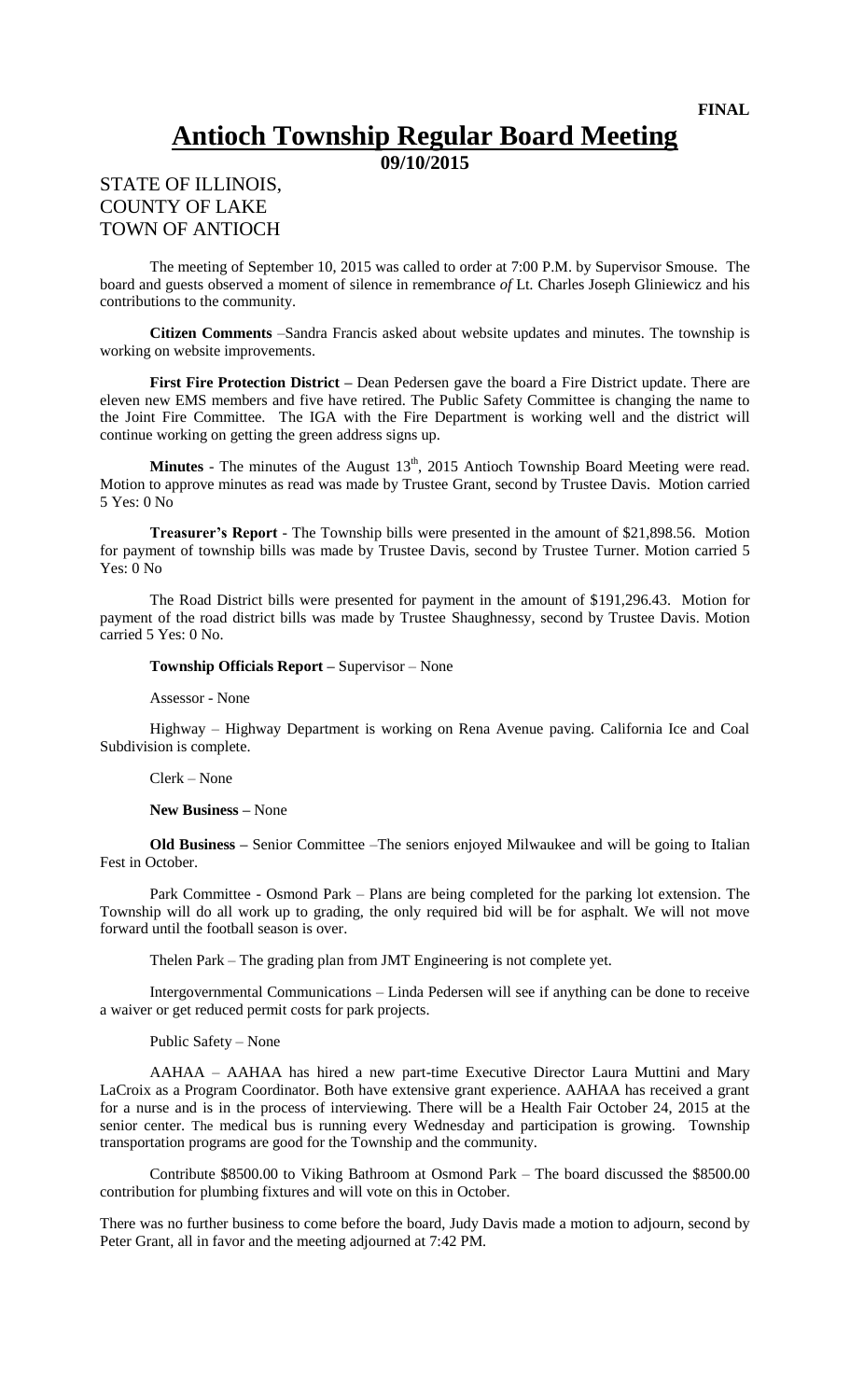**FINAL**

# Antioch Township Regular Board Meeting

**09/10/2015**

STATE OF ILLINOIS,
COUNTY OF LAKE
TOWN OF ANTIOCH

The meeting of September 10, 2015 was called to order at 7:00 P.M. by Supervisor Smouse. The board and guests observed a moment of silence in remembrance *of* Lt. Charles Joseph Gliniewicz and his contributions to the community.

**Citizen Comments** –Sandra Francis asked about website updates and minutes. The township is working on website improvements.

**First Fire Protection District –** Dean Pedersen gave the board a Fire District update. There are eleven new EMS members and five have retired. The Public Safety Committee is changing the name to the Joint Fire Committee. The IGA with the Fire Department is working well and the district will continue working on getting the green address signs up.

**Minutes** - The minutes of the August 13th, 2015 Antioch Township Board Meeting were read. Motion to approve minutes as read was made by Trustee Grant, second by Trustee Davis. Motion carried 5 Yes: 0 No

**Treasurer's Report** - The Township bills were presented in the amount of $21,898.56. Motion for payment of township bills was made by Trustee Davis, second by Trustee Turner. Motion carried 5 Yes: 0 No

The Road District bills were presented for payment in the amount of $191,296.43. Motion for payment of the road district bills was made by Trustee Shaughnessy, second by Trustee Davis. Motion carried 5 Yes: 0 No.

**Township Officials Report –** Supervisor – None

Assessor - None

Highway – Highway Department is working on Rena Avenue paving. California Ice and Coal Subdivision is complete.

Clerk – None

**New Business –** None

**Old Business –** Senior Committee –The seniors enjoyed Milwaukee and will be going to Italian Fest in October.

Park Committee - Osmond Park – Plans are being completed for the parking lot extension. The Township will do all work up to grading, the only required bid will be for asphalt. We will not move forward until the football season is over.

Thelen Park – The grading plan from JMT Engineering is not complete yet.

Intergovernmental Communications – Linda Pedersen will see if anything can be done to receive a waiver or get reduced permit costs for park projects.

Public Safety – None

AAHAA – AAHAA has hired a new part-time Executive Director Laura Muttini and Mary LaCroix as a Program Coordinator. Both have extensive grant experience. AAHAA has received a grant for a nurse and is in the process of interviewing. There will be a Health Fair October 24, 2015 at the senior center. The medical bus is running every Wednesday and participation is growing. Township transportation programs are good for the Township and the community.

Contribute $8500.00 to Viking Bathroom at Osmond Park – The board discussed the $8500.00 contribution for plumbing fixtures and will vote on this in October.

There was no further business to come before the board, Judy Davis made a motion to adjourn, second by Peter Grant, all in favor and the meeting adjourned at 7:42 PM.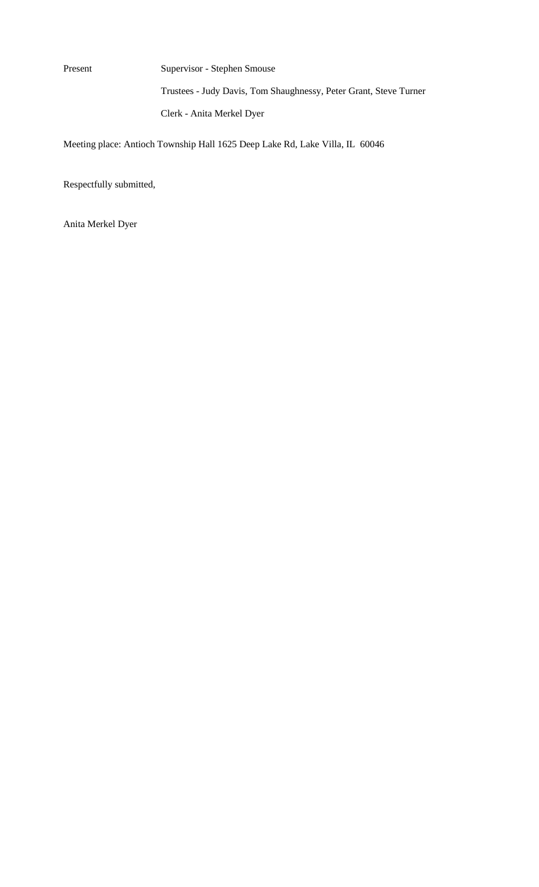| | |
|---|---|
| Present | Supervisor - Stephen Smouse |
| | Trustees - Judy Davis, Tom Shaughnessy, Peter Grant, Steve Turner |
| | Clerk - Anita Merkel Dyer |

Meeting place: Antioch Township Hall 1625 Deep Lake Rd, Lake Villa, IL 60046

Respectfully submitted,

Anita Merkel Dyer